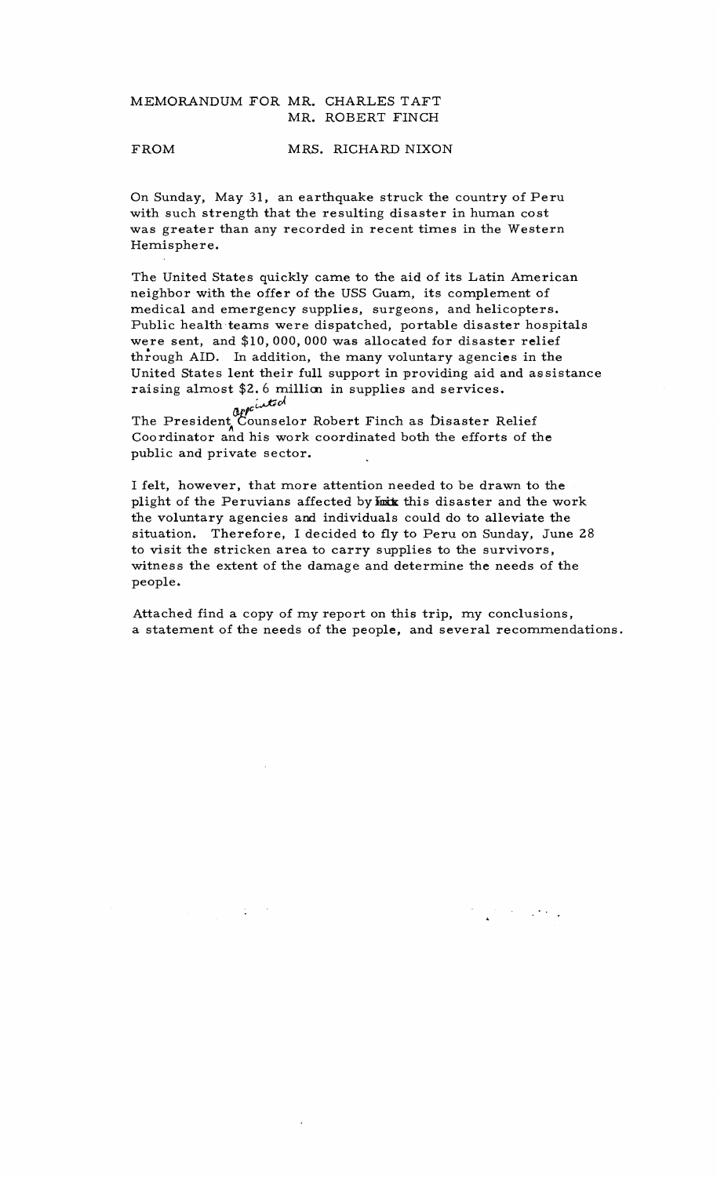MEMORANDUM FOR MR. CHARLES TAFT
MR. ROBERT FINCH

FROM MRS. RICHARD NIXON

On Sunday, May 31, an earthquake struck the country of Peru with such strength that the resulting disaster in human cost was greater than any recorded in recent times in the Western Hemisphere.

The United States quickly came to the aid of its Latin American neighbor with the offer of the USS Guam, its complement of medical and emergency supplies, surgeons, and helicopters. Public health teams were dispatched, portable disaster hospitals were sent, and $10,000,000 was allocated for disaster relief through AID. In addition, the many voluntary agencies in the United States lent their full support in providing aid and assistance raising almost $2.6 million in supplies and services.

The President appointed Counselor Robert Finch as Disaster Relief Coordinator and his work coordinated both the efforts of the public and private sector.

I felt, however, that more attention needed to be drawn to the plight of the Peruvians affected by this disaster and the work the voluntary agencies and individuals could do to alleviate the situation. Therefore, I decided to fly to Peru on Sunday, June 28 to visit the stricken area to carry supplies to the survivors, witness the extent of the damage and determine the needs of the people.

Attached find a copy of my report on this trip, my conclusions, a statement of the needs of the people, and several recommendations.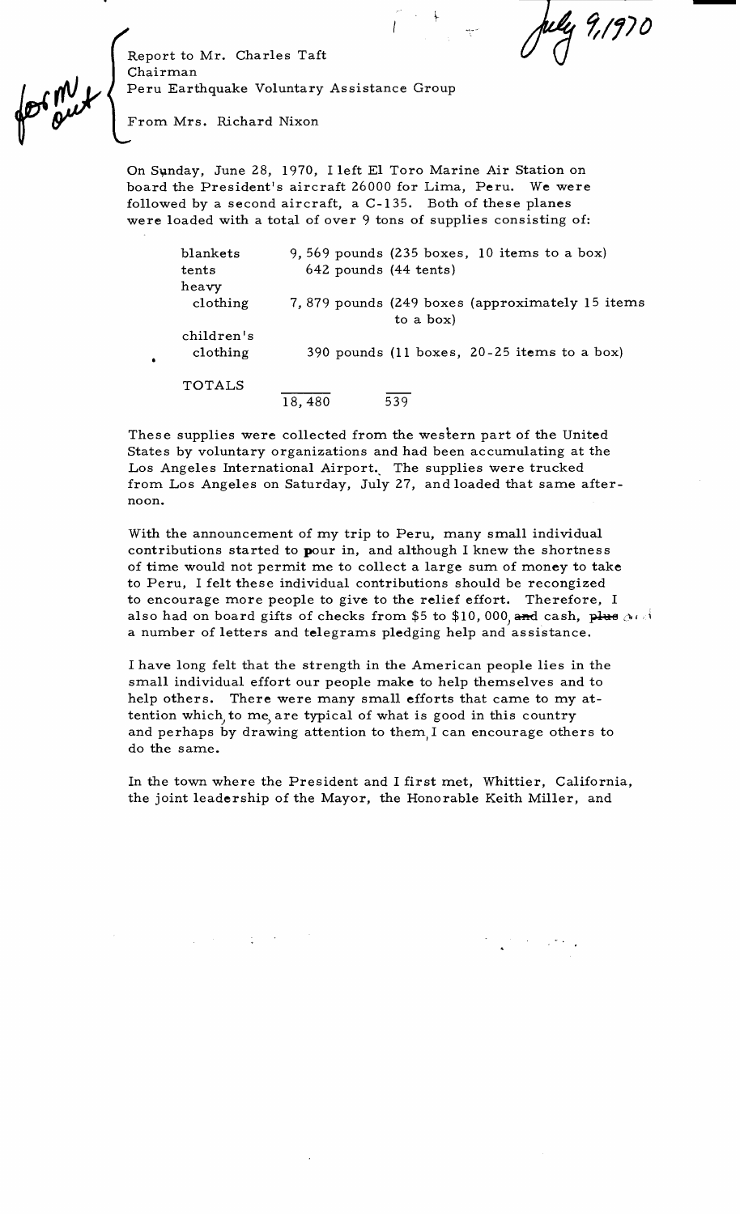*for m out*

*July 9, 1970*

Report to Mr. Charles Taft
Chairman
Peru Earthquake Voluntary Assistance Group

From Mrs. Richard Nixon

On Sunday, June 28, 1970, I left El Toro Marine Air Station on board the President's aircraft 26000 for Lima, Peru. We were followed by a second aircraft, a C-135. Both of these planes were loaded with a total of over 9 tons of supplies consisting of:

| | | |
|---|---|---|
| blankets | 9,569 pounds (235 boxes, 10 items to a box) | |
| tents | 642 pounds (44 tents) | |
| heavy clothing | 7,879 pounds (249 boxes (approximately 15 items to a box) | |
| children's clothing | 390 pounds (11 boxes, 20-25 items to a box) | |
| TOTALS | 18,480 | 539 |

These supplies were collected from the western part of the United States by voluntary organizations and had been accumulating at the Los Angeles International Airport. The supplies were trucked from Los Angeles on Saturday, July 27, and loaded that same afternoon.

With the announcement of my trip to Peru, many small individual contributions started to pour in, and although I knew the shortness of time would not permit me to collect a large sum of money to take to Peru, I felt these individual contributions should be recongized to encourage more people to give to the relief effort. Therefore, I also had on board gifts of checks from $5 to $10,000, ~~and~~ cash, ~~plus~~ and a number of letters and telegrams pledging help and assistance.

I have long felt that the strength in the American people lies in the small individual effort our people make to help themselves and to help others. There were many small efforts that came to my attention which, to me, are typical of what is good in this country and perhaps by drawing attention to them, I can encourage others to do the same.

In the town where the President and I first met, Whittier, California, the joint leadership of the Mayor, the Honorable Keith Miller, and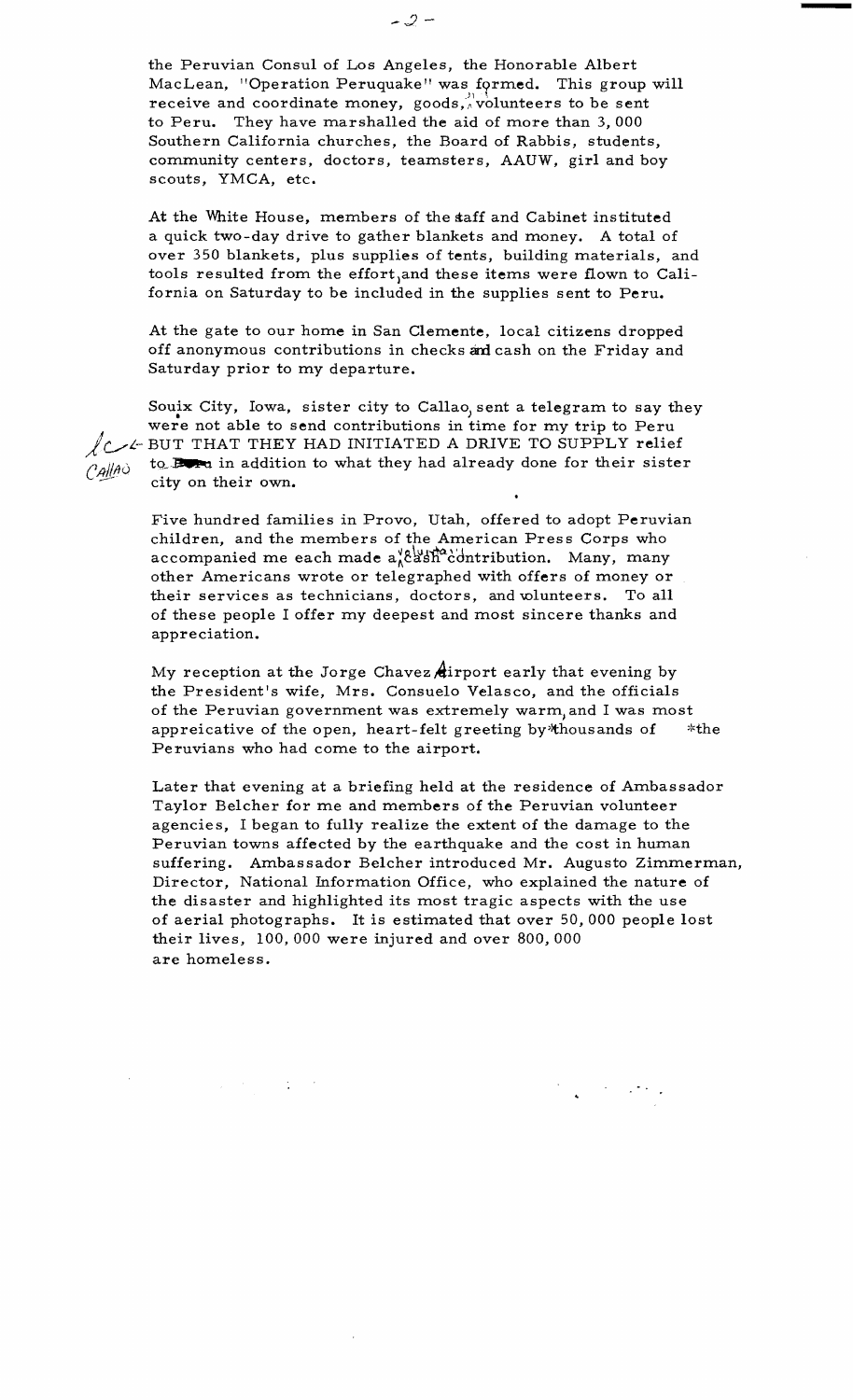the Peruvian Consul of Los Angeles, the Honorable Albert MacLean, "Operation Peruquake" was formed. This group will receive and coordinate money, goods, volunteers to be sent to Peru. They have marshalled the aid of more than 3,000 Southern California churches, the Board of Rabbis, students, community centers, doctors, teamsters, AAUW, girl and boy scouts, YMCA, etc.

At the White House, members of the staff and Cabinet instituted a quick two-day drive to gather blankets and money. A total of over 350 blankets, plus supplies of tents, building materials, and tools resulted from the effort, and these items were flown to California on Saturday to be included in the supplies sent to Peru.

At the gate to our home in San Clemente, local citizens dropped off anonymous contributions in checks and cash on the Friday and Saturday prior to my departure.

Souix City, Iowa, sister city to Callao, sent a telegram to say they were not able to send contributions in time for my trip to Peru BUT THAT THEY HAD INITIATED A DRIVE TO SUPPLY relief to Callao in addition to what they had already done for their sister city on their own.

Five hundred families in Provo, Utah, offered to adopt Peruvian children, and the members of the American Press Corps who accompanied me each made a voluntary contribution. Many, many other Americans wrote or telegraphed with offers of money or their services as technicians, doctors, and volunteers. To all of these people I offer my deepest and most sincere thanks and appreciation.

My reception at the Jorge Chavez Airport early that evening by the President's wife, Mrs. Consuelo Velasco, and the officials of the Peruvian government was extremely warm, and I was most appreicative of the open, heart-felt greeting by thousands of the Peruvians who had come to the airport.

Later that evening at a briefing held at the residence of Ambassador Taylor Belcher for me and members of the Peruvian volunteer agencies, I began to fully realize the extent of the damage to the Peruvian towns affected by the earthquake and the cost in human suffering. Ambassador Belcher introduced Mr. Augusto Zimmerman, Director, National Information Office, who explained the nature of the disaster and highlighted its most tragic aspects with the use of aerial photographs. It is estimated that over 50,000 people lost their lives, 100,000 were injured and over 800,000 are homeless.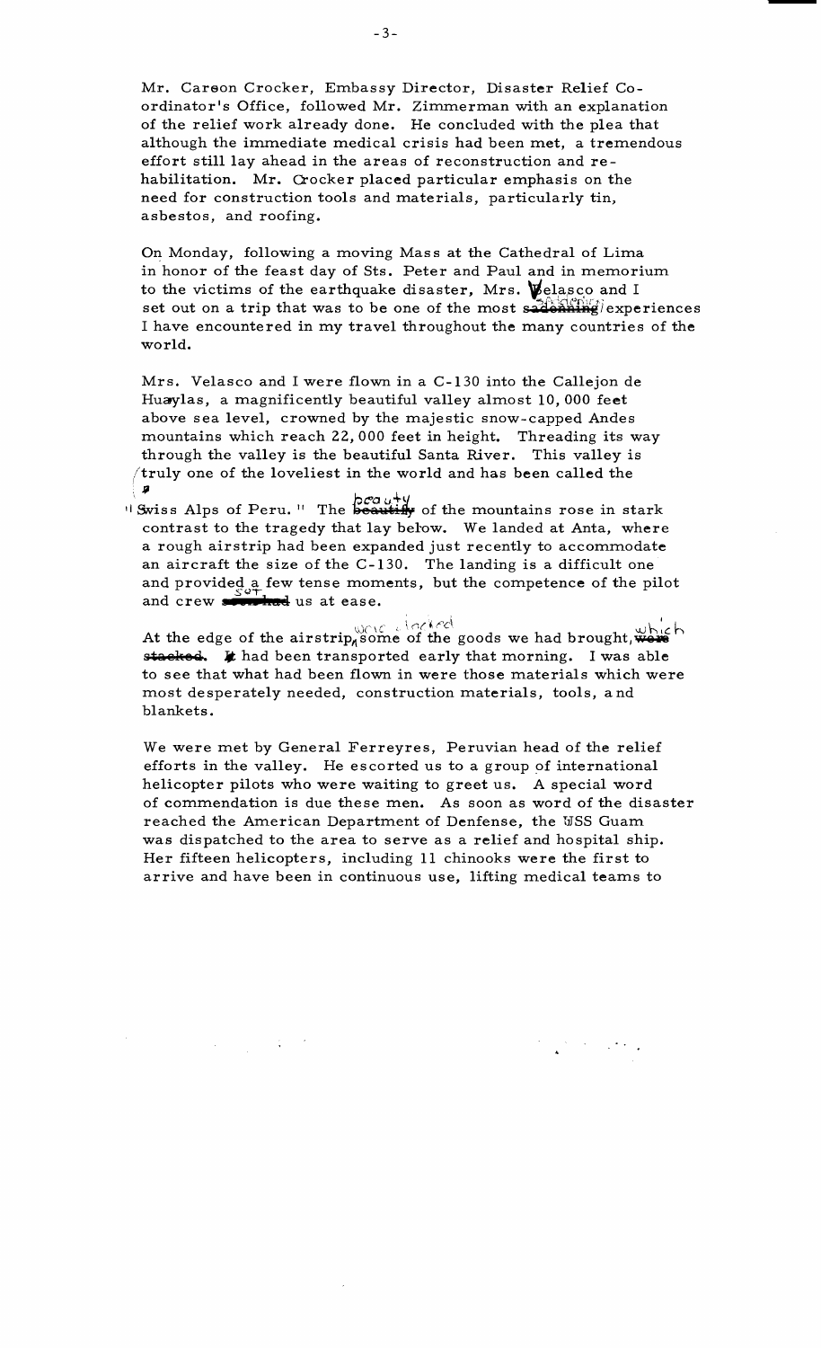Mr. Carson Crocker, Embassy Director, Disaster Relief Coordinator's Office, followed Mr. Zimmerman with an explanation of the relief work already done. He concluded with the plea that although the immediate medical crisis had been met, a tremendous effort still lay ahead in the areas of reconstruction and rehabilitation. Mr. Crocker placed particular emphasis on the need for construction tools and materials, particularly tin, asbestos, and roofing.

On Monday, following a moving Mass at the Cathedral of Lima in honor of the feast day of Sts. Peter and Paul and in memorium to the victims of the earthquake disaster, Mrs. Velasco and I set out on a trip that was to be one of the most saddening experiences I have encountered in my travel throughout the many countries of the world.

Mrs. Velasco and I were flown in a C-130 into the Callejon de Huaylas, a magnificently beautiful valley almost 10,000 feet above sea level, crowned by the majestic snow-capped Andes mountains which reach 22,000 feet in height. Threading its way through the valley is the beautiful Santa River. This valley is truly one of the loveliest in the world and has been called the "Swiss Alps of Peru." The beauty of the mountains rose in stark contrast to the tragedy that lay below. We landed at Anta, where a rough airstrip had been expanded just recently to accommodate an aircraft the size of the C-130. The landing is a difficult one and provided a few tense moments, but the competence of the pilot and crew set us at ease.

At the edge of the airstrip were stacked some of the goods we had brought, which had been transported early that morning. I was able to see that what had been flown in were those materials which were most desperately needed, construction materials, tools, and blankets.

We were met by General Ferreyres, Peruvian head of the relief efforts in the valley. He escorted us to a group of international helicopter pilots who were waiting to greet us. A special word of commendation is due these men. As soon as word of the disaster reached the American Department of Denfense, the USS Guam was dispatched to the area to serve as a relief and hospital ship. Her fifteen helicopters, including 11 chinooks were the first to arrive and have been in continuous use, lifting medical teams to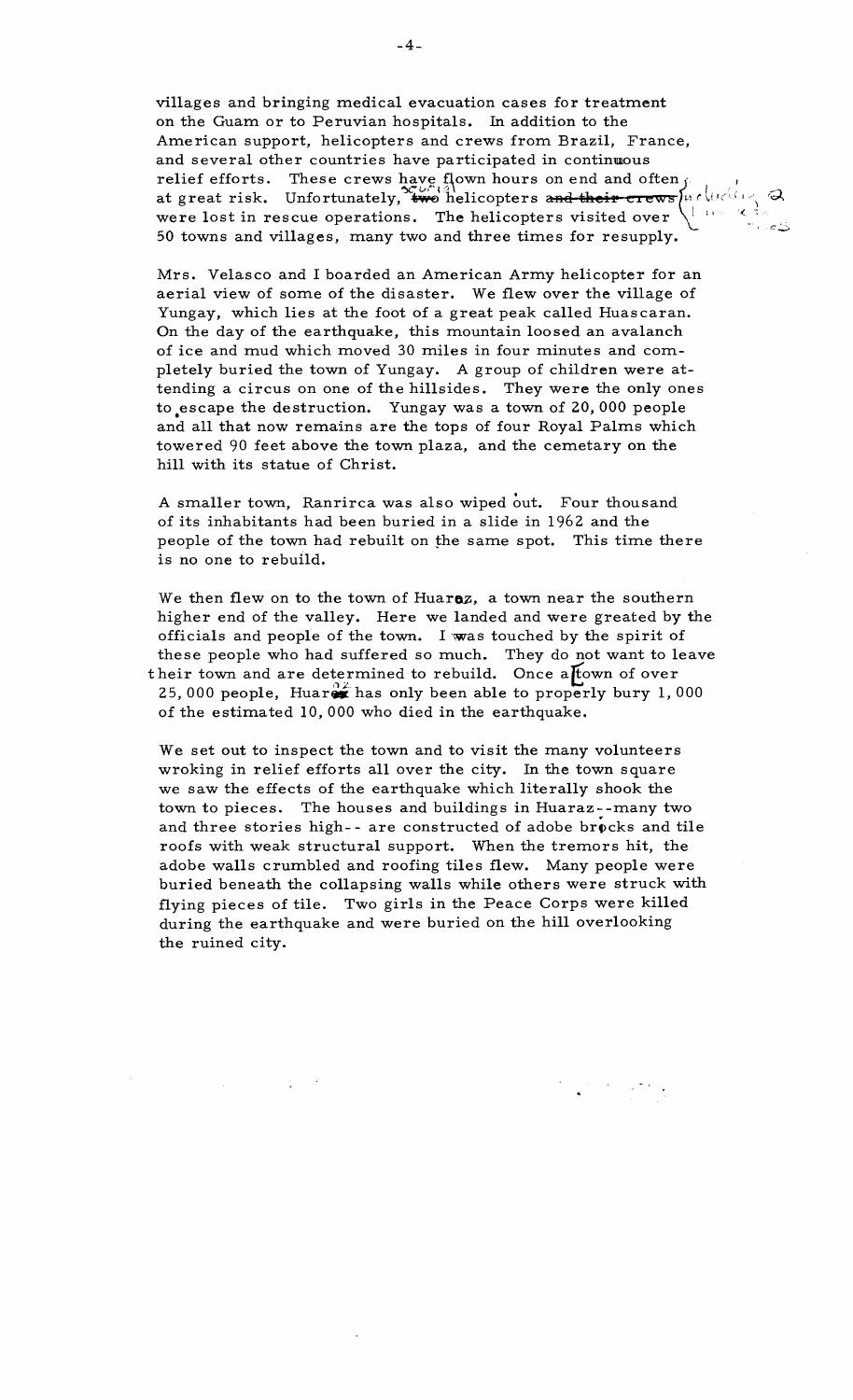villages and bringing medical evacuation cases for treatment on the Guam or to Peruvian hospitals. In addition to the American support, helicopters and crews from Brazil, France, and several other countries have participated in continuous relief efforts. These crews have flown hours on end and often at great risk. Unfortunately, ~~two~~ helicopters ~~and their crews~~ were lost in rescue operations. The helicopters visited over 50 towns and villages, many two and three times for resupply.

Mrs. Velasco and I boarded an American Army helicopter for an aerial view of some of the disaster. We flew over the village of Yungay, which lies at the foot of a great peak called Huascaran. On the day of the earthquake, this mountain loosed an avalanch of ice and mud which moved 30 miles in four minutes and completely buried the town of Yungay. A group of children were attending a circus on one of the hillsides. They were the only ones to escape the destruction. Yungay was a town of 20,000 people and all that now remains are the tops of four Royal Palms which towered 90 feet above the town plaza, and the cemetary on the hill with its statue of Christ.

A smaller town, Ranrirca was also wiped out. Four thousand of its inhabitants had been buried in a slide in 1962 and the people of the town had rebuilt on the same spot. This time there is no one to rebuild.

We then flew on to the town of Huaraz, a town near the southern higher end of the valley. Here we landed and were greated by the officials and people of the town. I was touched by the spirit of these people who had suffered so much. They do not want to leave their town and are determined to rebuild. Once a town of over 25,000 people, Huaraz has only been able to properly bury 1,000 of the estimated 10,000 who died in the earthquake.

We set out to inspect the town and to visit the many volunteers wroking in relief efforts all over the city. In the town square we saw the effects of the earthquake which literally shook the town to pieces. The houses and buildings in Huaraz--many two and three stories high-- are constructed of adobe bricks and tile roofs with weak structural support. When the tremors hit, the adobe walls crumbled and roofing tiles flew. Many people were buried beneath the collapsing walls while others were struck with flying pieces of tile. Two girls in the Peace Corps were killed during the earthquake and were buried on the hill overlooking the ruined city.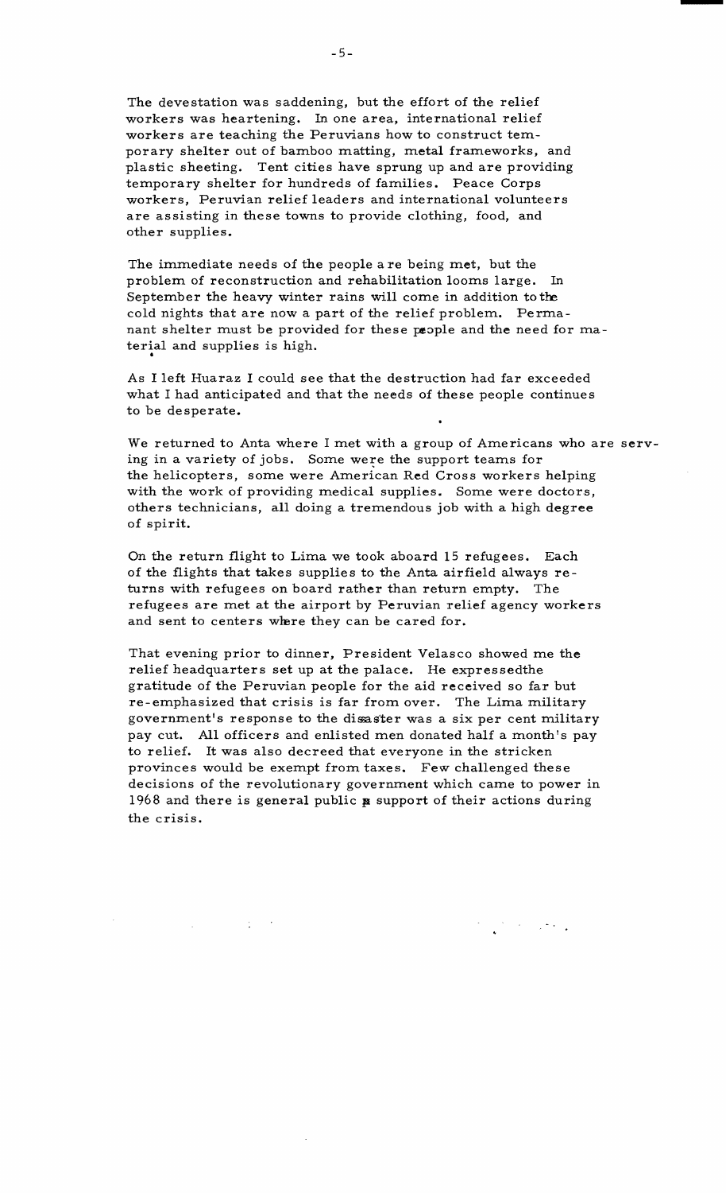The devestation was saddening, but the effort of the relief workers was heartening. In one area, international relief workers are teaching the Peruvians how to construct temporary shelter out of bamboo matting, metal frameworks, and plastic sheeting. Tent cities have sprung up and are providing temporary shelter for hundreds of families. Peace Corps workers, Peruvian relief leaders and international volunteers are assisting in these towns to provide clothing, food, and other supplies.

The immediate needs of the people are being met, but the problem of reconstruction and rehabilitation looms large. In September the heavy winter rains will come in addition to the cold nights that are now a part of the relief problem. Permanant shelter must be provided for these people and the need for material and supplies is high.

As I left Huaraz I could see that the destruction had far exceeded what I had anticipated and that the needs of these people continues to be desperate.

We returned to Anta where I met with a group of Americans who are serving in a variety of jobs. Some were the support teams for the helicopters, some were American Red Cross workers helping with the work of providing medical supplies. Some were doctors, others technicians, all doing a tremendous job with a high degree of spirit.

On the return flight to Lima we took aboard 15 refugees. Each of the flights that takes supplies to the Anta airfield always returns with refugees on board rather than return empty. The refugees are met at the airport by Peruvian relief agency workers and sent to centers where they can be cared for.

That evening prior to dinner, President Velasco showed me the relief headquarters set up at the palace. He expressedthe gratitude of the Peruvian people for the aid received so far but re-emphasized that crisis is far from over. The Lima military government's response to the disaster was a six per cent military pay cut. All officers and enlisted men donated half a month's pay to relief. It was also decreed that everyone in the stricken provinces would be exempt from taxes. Few challenged these decisions of the revolutionary government which came to power in 1968 and there is general public support of their actions during the crisis.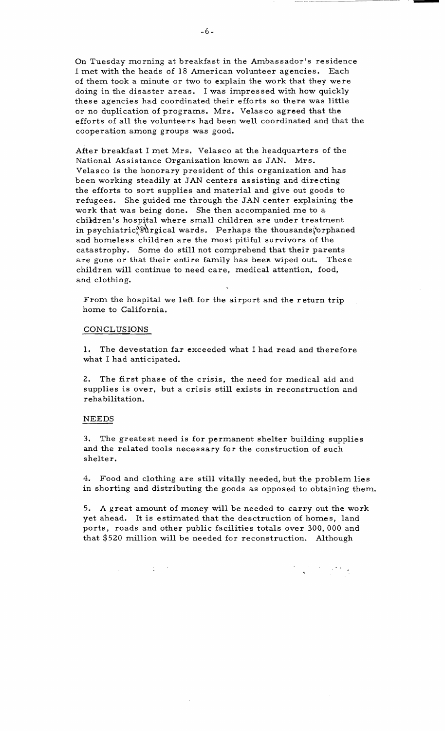On Tuesday morning at breakfast in the Ambassador's residence I met with the heads of 18 American volunteer agencies. Each of them took a minute or two to explain the work that they were doing in the disaster areas. I was impressed with how quickly these agencies had coordinated their efforts so there was little or no duplication of programs. Mrs. Velasco agreed that the efforts of all the volunteers had been well coordinated and that the cooperation among groups was good.

After breakfast I met Mrs. Velasco at the headquarters of the National Assistance Organization known as JAN. Mrs. Velasco is the honorary president of this organization and has been working steadily at JAN centers assisting and directing the efforts to sort supplies and material and give out goods to refugees. She guided me through the JAN center explaining the work that was being done. She then accompanied me to a children's hospital where small children are under treatment in psychiatric and surgical wards. Perhaps the thousands of orphaned and homeless children are the most pitiful survivors of the catastrophy. Some do still not comprehend that their parents are gone or that their entire family has been wiped out. These children will continue to need care, medical attention, food, and clothing.

From the hospital we left for the airport and the return trip home to California.

## CONCLUSIONS

1. The devestation far exceeded what I had read and therefore what I had anticipated.

2. The first phase of the crisis, the need for medical aid and supplies is over, but a crisis still exists in reconstruction and rehabilitation.

## NEEDS

3. The greatest need is for permanent shelter building supplies and the related tools necessary for the construction of such shelter.

4. Food and clothing are still vitally needed, but the problem lies in shorting and distributing the goods as opposed to obtaining them.

5. A great amount of money will be needed to carry out the work yet ahead. It is estimated that the desctruction of homes, land ports, roads and other public facilities totals over 300,000 and that $520 million will be needed for reconstruction. Although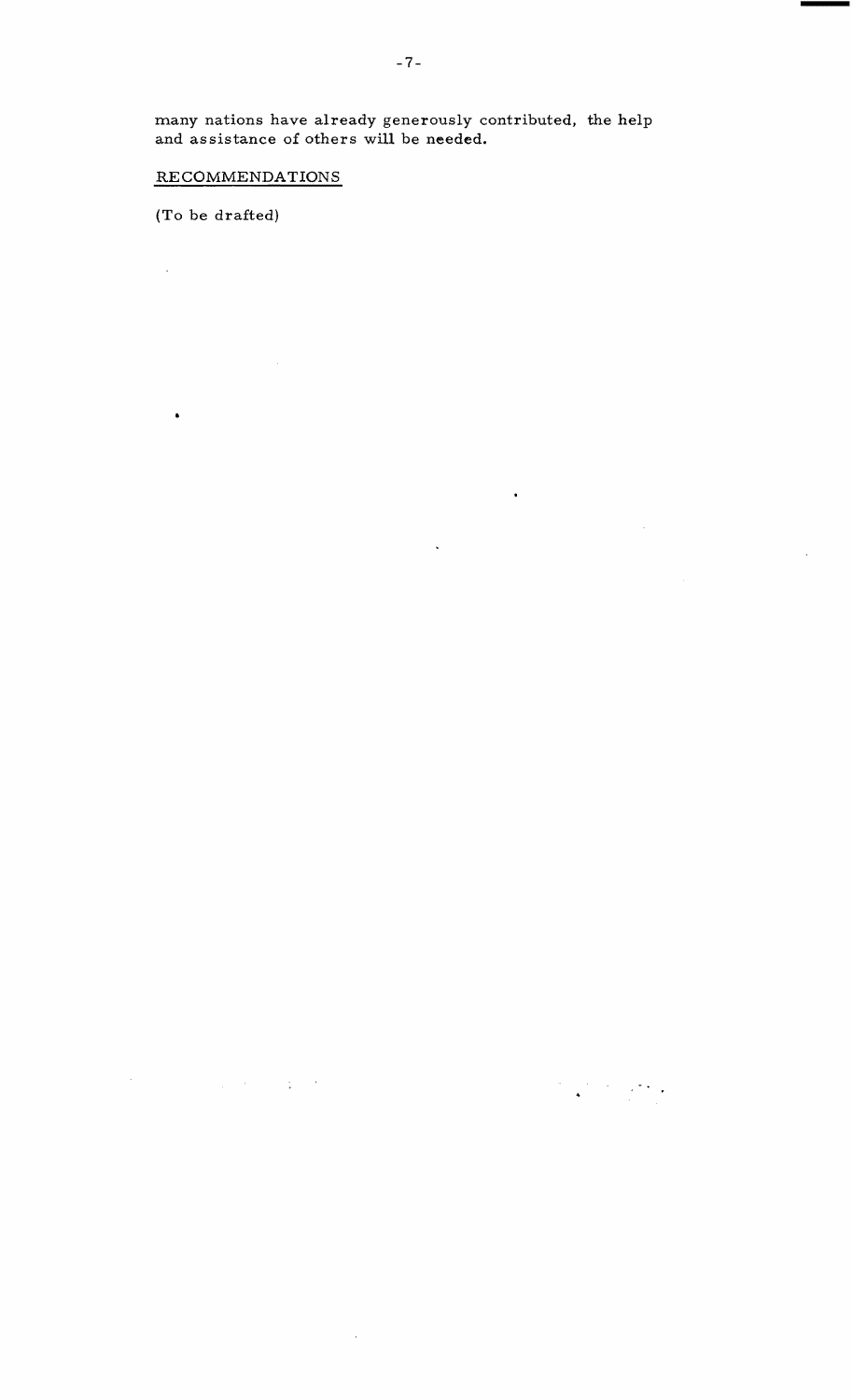many nations have already generously contributed, the help and assistance of others will be needed.

## RECOMMENDATIONS

(To be drafted)